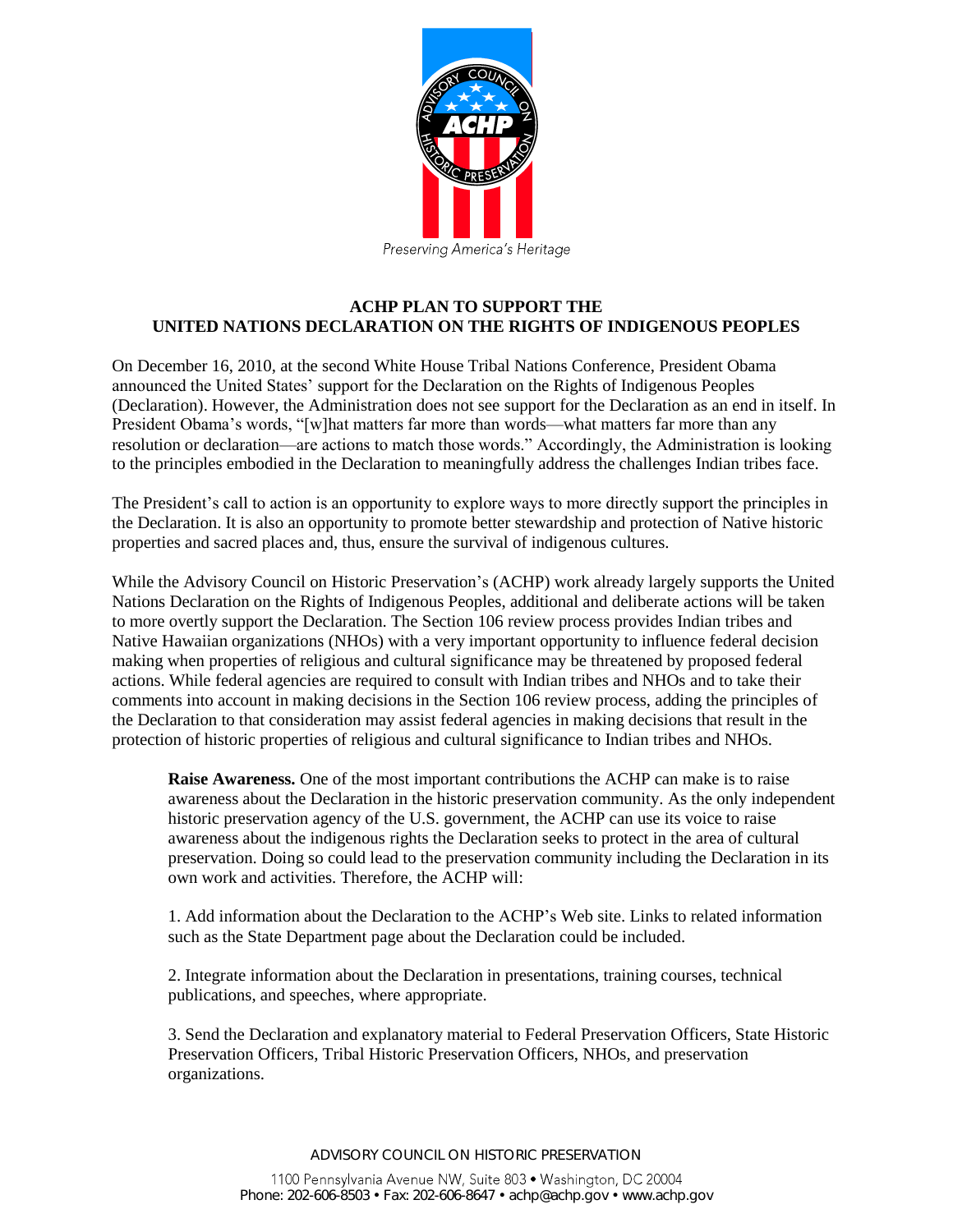# ACHP PLAN TO SUPPORT THE UNITED NATIONS DECLARATION ON THE RIGHTS OF INDIGENOUS PEOPLES

On December 16, 2010, at the second White House Tribal Nations Conference, President Obama announced the United States' support for the Declaration on the Rights of Indigenous Peoples (Declaration). However, the Administration does not see support for the Declaration as an end in itself. In President Obama's words, "[w]hat matters far more than words—what matters far more than any resolution or declaration—are actions to match those words." Accordingly, the Administration is looking to the principles embodied in the Declaration to meaningfully address the challenges Indian tribes face.

The President's call to action is an opportunity to explore ways to more directly support the principles in the Declaration. It is also an opportunity to promote better stewardship and protection of Native historic properties and sacred places and, thus, ensure the survival of indigenous cultures.

While the Advisory Council on Historic Preservation's (ACHP) work already largely supports the United Nations Declaration on the Rights of Indigenous Peoples, additional and deliberate actions will be taken to more overtly support the Declaration. The Section 106 review process provides Indian tribes and Native Hawaiian organizations (NHOs) with a very important opportunity to influence federal decision making when properties of religious and cultural significance may be threatened by proposed federal actions. While federal agencies are required to consult with Indian tribes and NHOs and to take their comments into account in making decisions in the Section 106 review process, adding the principles of the Declaration to that consideration may assist federal agencies in making decisions that result in the protection of historic properties of religious and cultural significance to Indian tribes and NHOs.

**Raise Awareness.** One of the most important contributions the ACHP can make is to raise awareness about the Declaration in the historic preservation community. As the only independent historic preservation agency of the U.S. government, the ACHP can use its voice to raise awareness about the indigenous rights the Declaration seeks to protect in the area of cultural preservation. Doing so could lead to the preservation community including the Declaration in its own work and activities. Therefore, the ACHP will:

1. Add information about the Declaration to the ACHP's Web site. Links to related information such as the State Department page about the Declaration could be included.

2. Integrate information about the Declaration in presentations, training courses, technical publications, and speeches, where appropriate.

3. Send the Declaration and explanatory material to Federal Preservation Officers, State Historic Preservation Officers, Tribal Historic Preservation Officers, NHOs, and preservation organizations.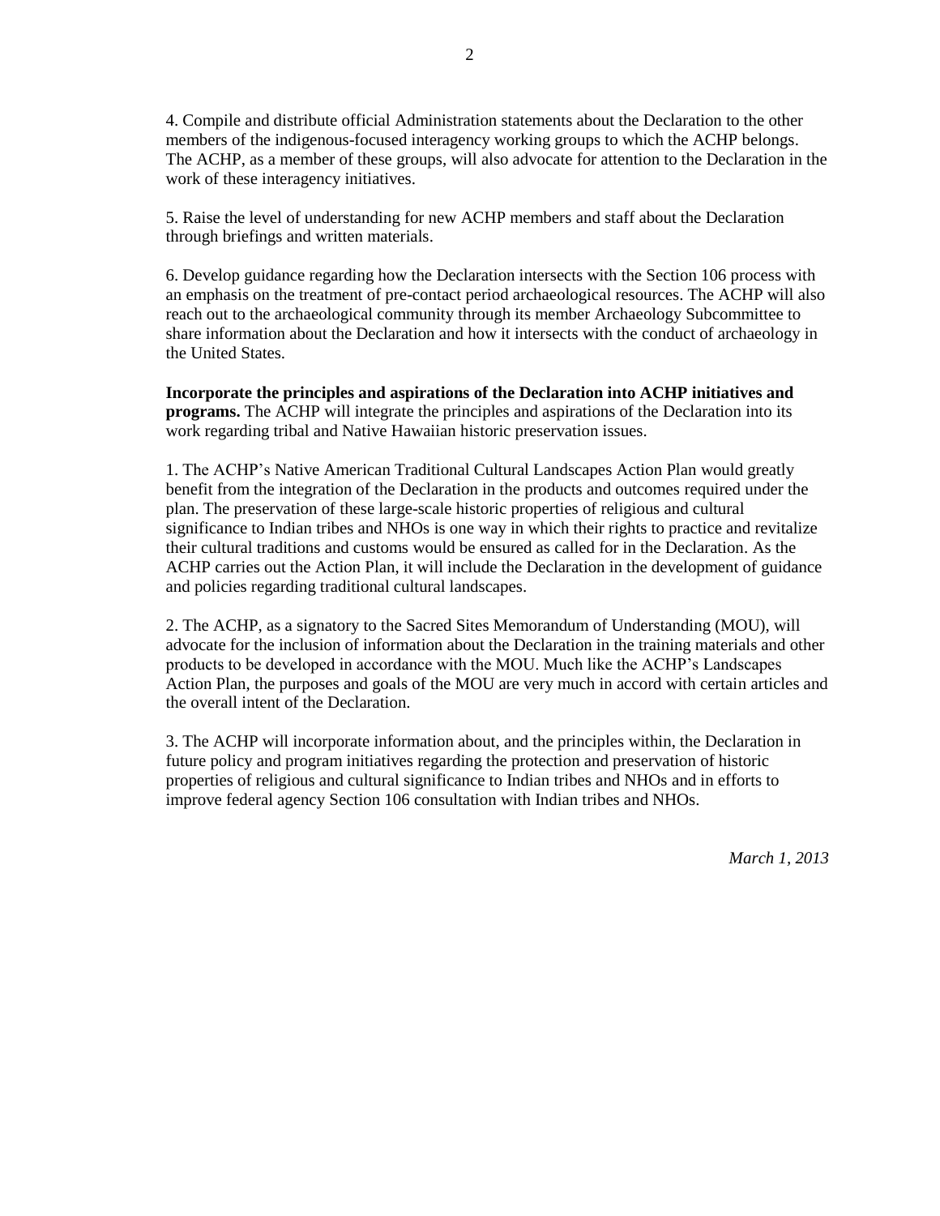4. Compile and distribute official Administration statements about the Declaration to the other members of the indigenous-focused interagency working groups to which the ACHP belongs. The ACHP, as a member of these groups, will also advocate for attention to the Declaration in the work of these interagency initiatives.

5. Raise the level of understanding for new ACHP members and staff about the Declaration through briefings and written materials.

6. Develop guidance regarding how the Declaration intersects with the Section 106 process with an emphasis on the treatment of pre-contact period archaeological resources. The ACHP will also reach out to the archaeological community through its member Archaeology Subcommittee to share information about the Declaration and how it intersects with the conduct of archaeology in the United States.

**Incorporate the principles and aspirations of the Declaration into ACHP initiatives and programs.** The ACHP will integrate the principles and aspirations of the Declaration into its work regarding tribal and Native Hawaiian historic preservation issues.

1. The ACHP's Native American Traditional Cultural Landscapes Action Plan would greatly benefit from the integration of the Declaration in the products and outcomes required under the plan. The preservation of these large-scale historic properties of religious and cultural significance to Indian tribes and NHOs is one way in which their rights to practice and revitalize their cultural traditions and customs would be ensured as called for in the Declaration. As the ACHP carries out the Action Plan, it will include the Declaration in the development of guidance and policies regarding traditional cultural landscapes.

2. The ACHP, as a signatory to the Sacred Sites Memorandum of Understanding (MOU), will advocate for the inclusion of information about the Declaration in the training materials and other products to be developed in accordance with the MOU. Much like the ACHP's Landscapes Action Plan, the purposes and goals of the MOU are very much in accord with certain articles and the overall intent of the Declaration.

3. The ACHP will incorporate information about, and the principles within, the Declaration in future policy and program initiatives regarding the protection and preservation of historic properties of religious and cultural significance to Indian tribes and NHOs and in efforts to improve federal agency Section 106 consultation with Indian tribes and NHOs.

*March 1, 2013*